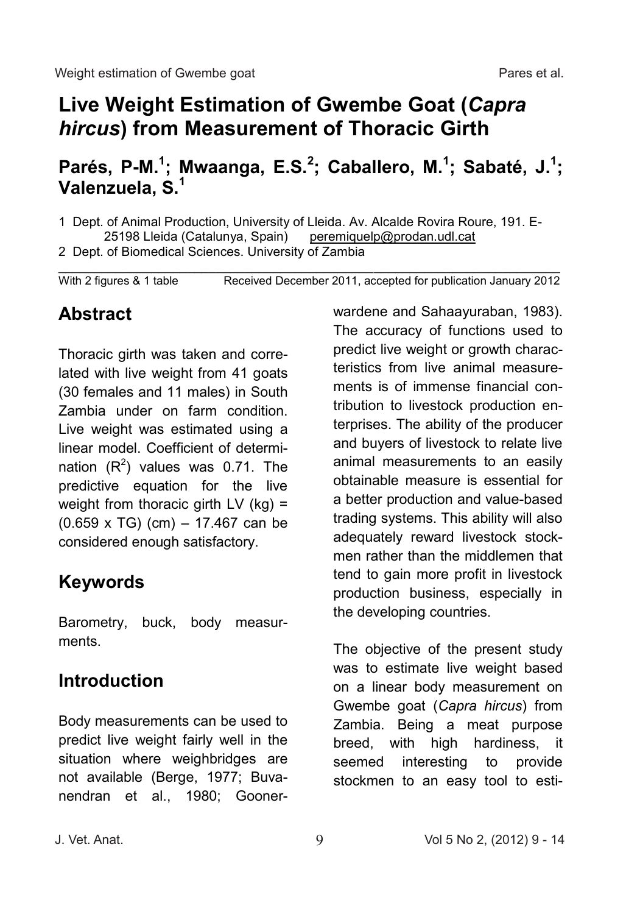# Live Weight Estimation of Gwembe Goat (*Capra hircus*) from Measurement of Thoracic Girth

## Parés, P-M.[1]; Mwaanga, E.S.[2]; Caballero, M.[1]; Sabaté, J.[1]; Valenzuela, S.[1]

1 Dept. of Animal Production, University of Lleida. Av. Alcalde Rovira Roure, 191. E-25198 Lleida (Catalunya, Spain) peremiquelp@prodan.udl.cat

2 Dept. of Biomedical Sciences. University of Zambia

With 2 figures & 1 table Received December 2011, accepted for publication January 2012

## Abstract

Thoracic girth was taken and correlated with live weight from 41 goats (30 females and 11 males) in South Zambia under on farm condition. Live weight was estimated using a linear model. Coefficient of determination ($R^2$) values was 0.71. The predictive equation for the live weight from thoracic girth LV (kg) = (0.659 x TG) (cm) – 17.467 can be considered enough satisfactory.

## Keywords

Barometry, buck, body measurments.

## Introduction

Body measurements can be used to predict live weight fairly well in the situation where weighbridges are not available (Berge, 1977; Buvanendran et al., 1980; Goonerwardene and Sahaayuraban, 1983). The accuracy of functions used to predict live weight or growth characteristics from live animal measurements is of immense financial contribution to livestock production enterprises. The ability of the producer and buyers of livestock to relate live animal measurements to an easily obtainable measure is essential for a better production and value-based trading systems. This ability will also adequately reward livestock stockmen rather than the middlemen that tend to gain more profit in livestock production business, especially in the developing countries.

The objective of the present study was to estimate live weight based on a linear body measurement on Gwembe goat (*Capra hircus*) from Zambia. Being a meat purpose breed, with high hardiness, it seemed interesting to provide stockmen to an easy tool to esti-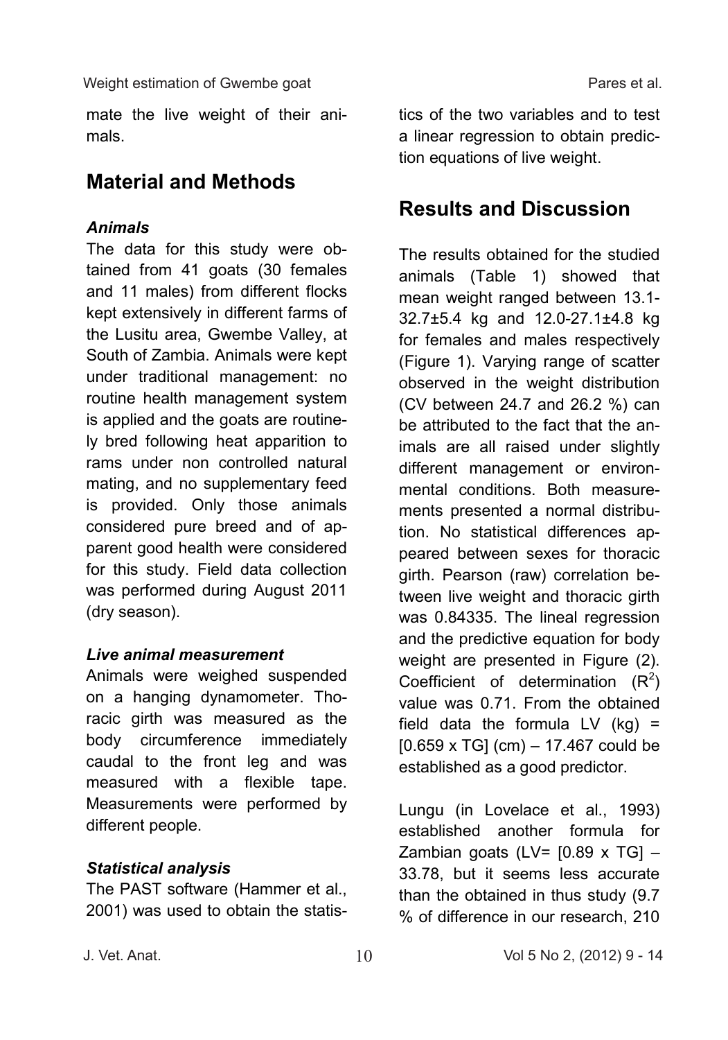mate the live weight of their animals.

## Material and Methods

### *Animals*

The data for this study were obtained from 41 goats (30 females and 11 males) from different flocks kept extensively in different farms of the Lusitu area, Gwembe Valley, at South of Zambia. Animals were kept under traditional management: no routine health management system is applied and the goats are routinely bred following heat apparition to rams under non controlled natural mating, and no supplementary feed is provided. Only those animals considered pure breed and of apparent good health were considered for this study. Field data collection was performed during August 2011 (dry season).

### *Live animal measurement*

Animals were weighed suspended on a hanging dynamometer. Thoracic girth was measured as the body circumference immediately caudal to the front leg and was measured with a flexible tape. Measurements were performed by different people.

### *Statistical analysis*

The PAST software (Hammer et al., 2001) was used to obtain the statistics of the two variables and to test a linear regression to obtain prediction equations of live weight.

## Results and Discussion

The results obtained for the studied animals (Table 1) showed that mean weight ranged between 13.1-32.7±5.4 kg and 12.0-27.1±4.8 kg for females and males respectively (Figure 1). Varying range of scatter observed in the weight distribution (CV between 24.7 and 26.2 %) can be attributed to the fact that the animals are all raised under slightly different management or environmental conditions. Both measurements presented a normal distribution. No statistical differences appeared between sexes for thoracic girth. Pearson (raw) correlation between live weight and thoracic girth was 0.84335. The lineal regression and the predictive equation for body weight are presented in Figure (2). Coefficient of determination ($R^2$) value was 0.71. From the obtained field data the formula LV (kg) = [0.659 x TG] (cm) – 17.467 could be established as a good predictor.

Lungu (in Lovelace et al., 1993) established another formula for Zambian goats (LV= [0.89 x TG] – 33.78, but it seems less accurate than the obtained in thus study (9.7 % of difference in our research, 210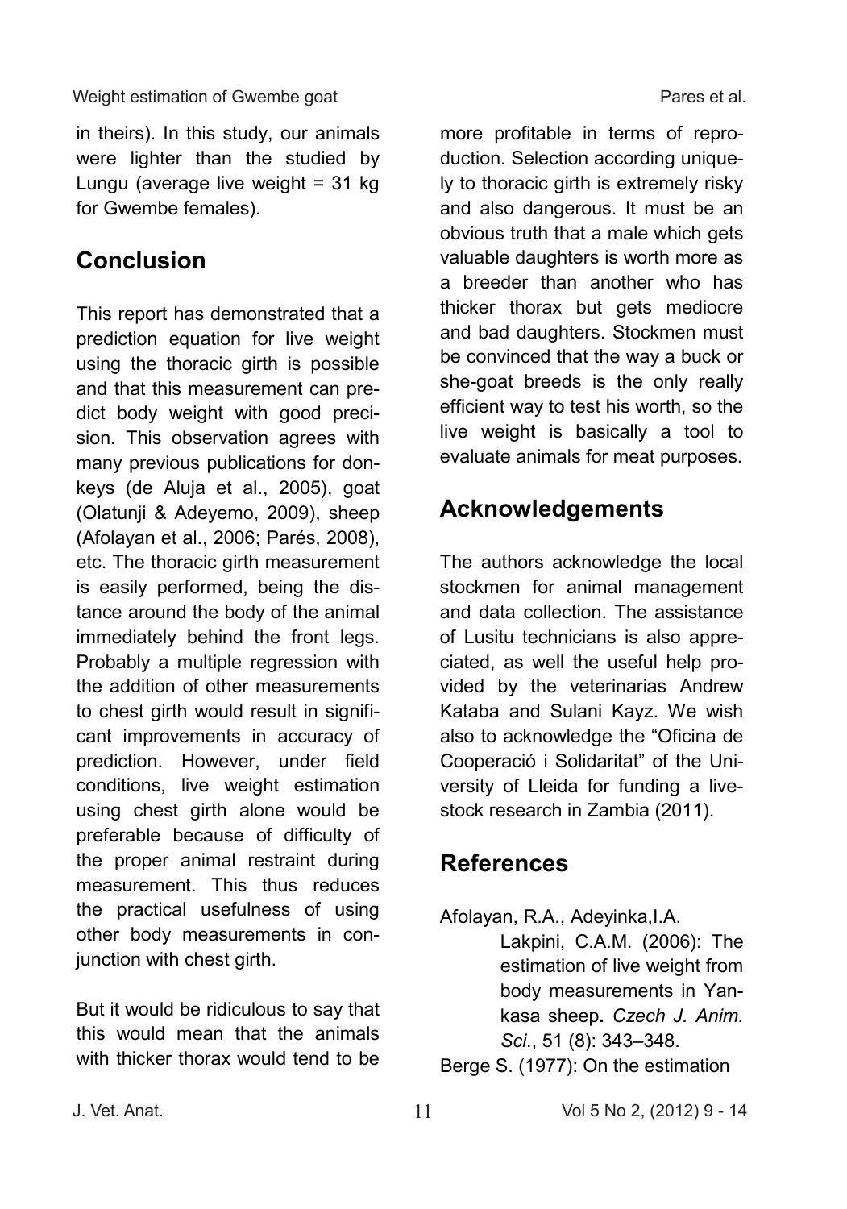in theirs). In this study, our animals were lighter than the studied by Lungu (average live weight = 31 kg for Gwembe females).

## Conclusion

This report has demonstrated that a prediction equation for live weight using the thoracic girth is possible and that this measurement can predict body weight with good precision. This observation agrees with many previous publications for donkeys (de Aluja et al., 2005), goat (Olatunji & Adeyemo, 2009), sheep (Afolayan et al., 2006; Parés, 2008), etc. The thoracic girth measurement is easily performed, being the distance around the body of the animal immediately behind the front legs. Probably a multiple regression with the addition of other measurements to chest girth would result in significant improvements in accuracy of prediction. However, under field conditions, live weight estimation using chest girth alone would be preferable because of difficulty of the proper animal restraint during measurement. This thus reduces the practical usefulness of using other body measurements in conjunction with chest girth.

But it would be ridiculous to say that this would mean that the animals with thicker thorax would tend to be more profitable in terms of reproduction. Selection according uniquely to thoracic girth is extremely risky and also dangerous. It must be an obvious truth that a male which gets valuable daughters is worth more as a breeder than another who has thicker thorax but gets mediocre and bad daughters. Stockmen must be convinced that the way a buck or she-goat breeds is the only really efficient way to test his worth, so the live weight is basically a tool to evaluate animals for meat purposes.

## Acknowledgements

The authors acknowledge the local stockmen for animal management and data collection. The assistance of Lusitu technicians is also appreciated, as well the useful help provided by the veterinarias Andrew Kataba and Sulani Kayz. We wish also to acknowledge the "Oficina de Cooperació i Solidaritat" of the University of Lleida for funding a livestock research in Zambia (2011).

## References

Afolayan, R.A., Adeyinka,I.A. Lakpini, C.A.M. (2006): The estimation of live weight from body measurements in Yankasa sheep**.** *Czech J. Anim. Sci.*, 51 (8): 343–348.

Berge S. (1977): On the estimation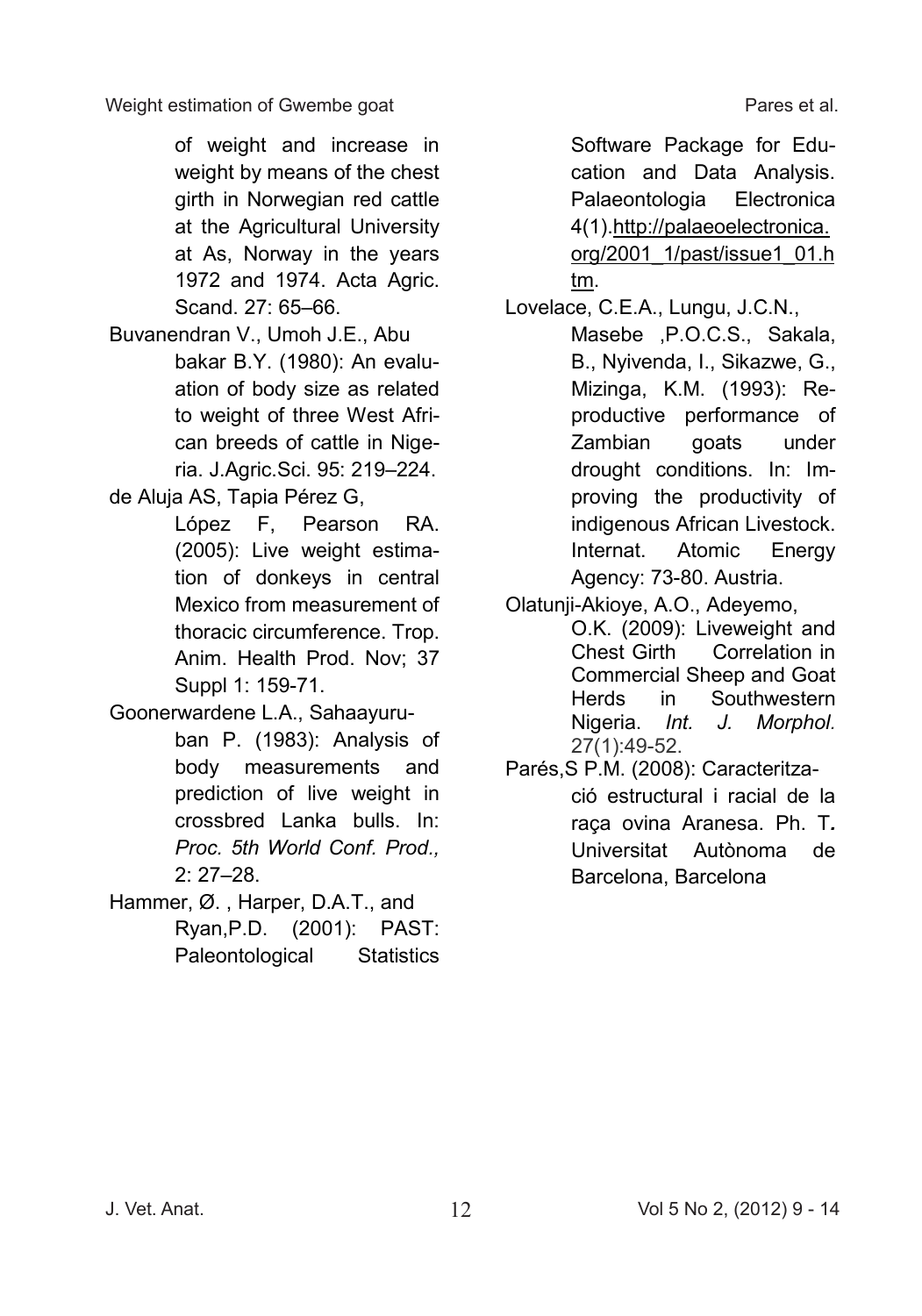of weight and increase in weight by means of the chest girth in Norwegian red cattle at the Agricultural University at As, Norway in the years 1972 and 1974. Acta Agric. Scand. 27: 65–66.

Buvanendran V., Umoh J.E., Abu bakar B.Y. (1980): An evaluation of body size as related to weight of three West African breeds of cattle in Nigeria. J.Agric.Sci. 95: 219–224.

de Aluja AS, Tapia Pérez G, López F, Pearson RA. (2005): Live weight estimation of donkeys in central Mexico from measurement of thoracic circumference. Trop. Anim. Health Prod. Nov; 37 Suppl 1: 159-71.

Goonerwardene L.A., Sahaayuruban P. (1983): Analysis of body measurements and prediction of live weight in crossbred Lanka bulls. In: *Proc. 5th World Conf. Prod.,* 2: 27–28.

Hammer, Ø. , Harper, D.A.T., and Ryan,P.D. (2001): PAST: Paleontological Statistics Software Package for Education and Data Analysis. Palaeontologia Electronica 4(1).http://palaeoelectronica.org/2001_1/past/issue1_01.htm.

Lovelace, C.E.A., Lungu, J.C.N., Masebe ,P.O.C.S., Sakala, B., Nyivenda, I., Sikazwe, G., Mizinga, K.M. (1993): Reproductive performance of Zambian goats under drought conditions. In: Improving the productivity of indigenous African Livestock. Internat. Atomic Energy Agency: 73-80. Austria.

Olatunji-Akioye, A.O., Adeyemo, O.K. (2009): Liveweight and Chest Girth Correlation in Commercial Sheep and Goat Herds in Southwestern Nigeria. *Int. J. Morphol.* 27(1):49-52.

Parés,S P.M. (2008): Caracterització estructural i racial de la raça ovina Aranesa. Ph. T*.* Universitat Autònoma de Barcelona, Barcelona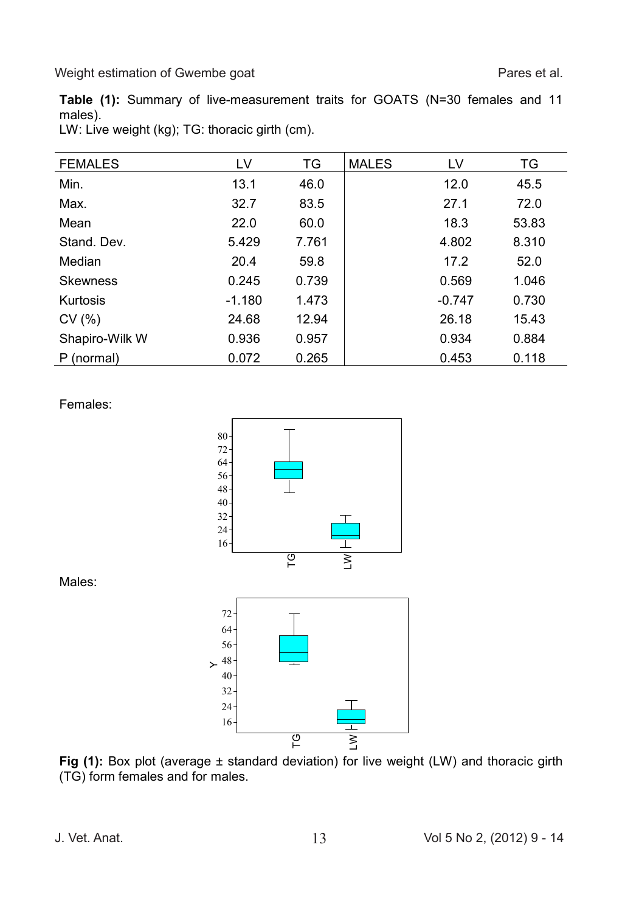**Table (1):** Summary of live-measurement traits for GOATS (N=30 females and 11 males).
LW: Live weight (kg); TG: thoracic girth (cm).

| FEMALES | LV | TG | MALES | LV | TG |
|---|---|---|---|---|---|
| Min. | 13.1 | 46.0 | | 12.0 | 45.5 |
| Max. | 32.7 | 83.5 | | 27.1 | 72.0 |
| Mean | 22.0 | 60.0 | | 18.3 | 53.83 |
| Stand. Dev. | 5.429 | 7.761 | | 4.802 | 8.310 |
| Median | 20.4 | 59.8 | | 17.2 | 52.0 |
| Skewness | 0.245 | 0.739 | | 0.569 | 1.046 |
| Kurtosis | -1.180 | 1.473 | | -0.747 | 0.730 |
| CV (%) | 24.68 | 12.94 | | 26.18 | 15.43 |
| Shapiro-Wilk W | 0.936 | 0.957 | | 0.934 | 0.884 |
| P (normal) | 0.072 | 0.265 | | 0.453 | 0.118 |

Females:

Males:

**Fig (1):** Box plot (average ± standard deviation) for live weight (LW) and thoracic girth (TG) form females and for males.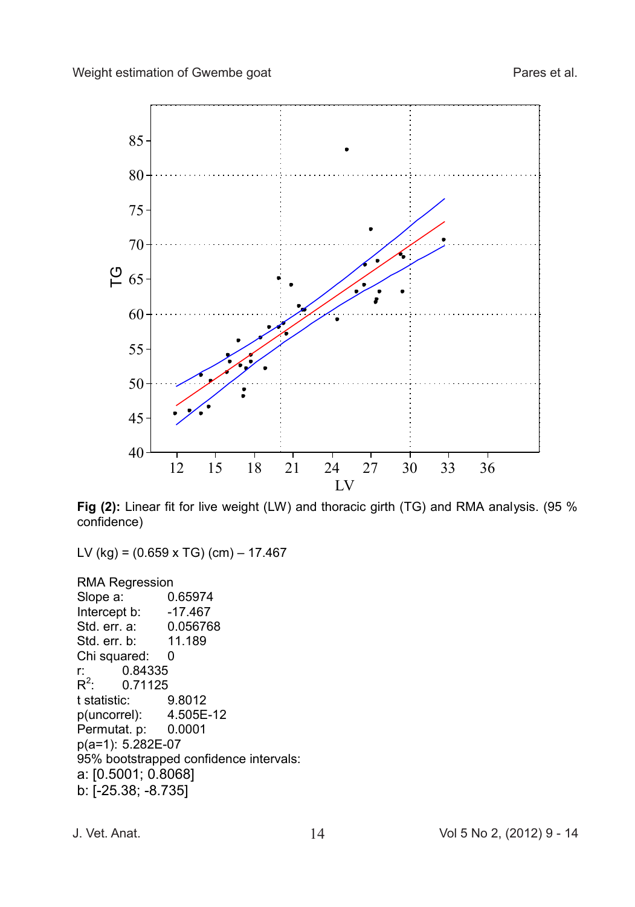TG

85

80

75

70

65

60

55

50

45

40

12 15 18 21 24 27 30 33 36

LV

**Fig (2):** Linear fit for live weight (LW) and thoracic girth (TG) and RMA analysis. (95 % confidence)

LV (kg) = (0.659 x TG) (cm) – 17.467

RMA Regression

Slope a: 0.65974

Intercept b: -17.467

Std. err. a: 0.056768

Std. err. b: 11.189

Chi squared: 0

r: 0.84335

$R^2$: 0.71125

t statistic: 9.8012

p(uncorrel): 4.505E-12

Permutat. p: 0.0001

p(a=1): 5.282E-07

95% bootstrapped confidence intervals:

a: [0.5001; 0.8068]

b: [-25.38; -8.735]